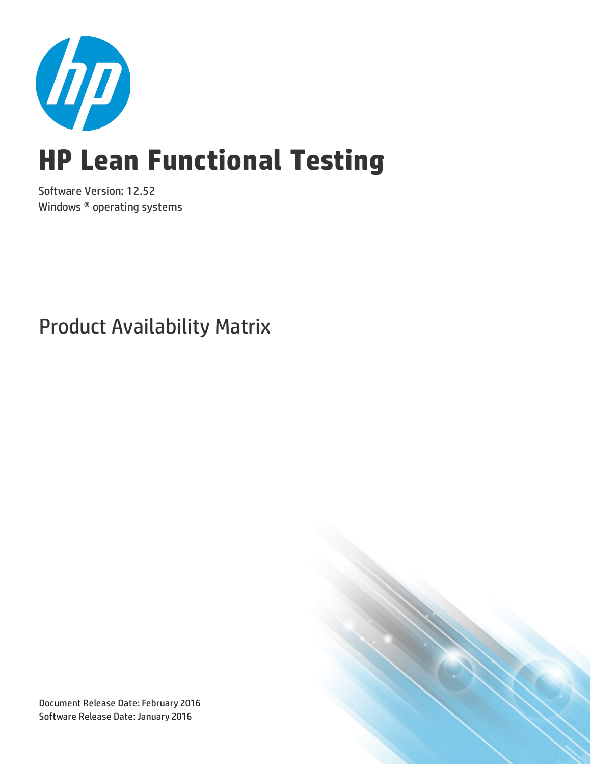# HP Lean Functional Testing

Software Version: 12.52

Windows ® operating systems

## Product Availability Matrix

Document Release Date: February 2016

Software Release Date: January 2016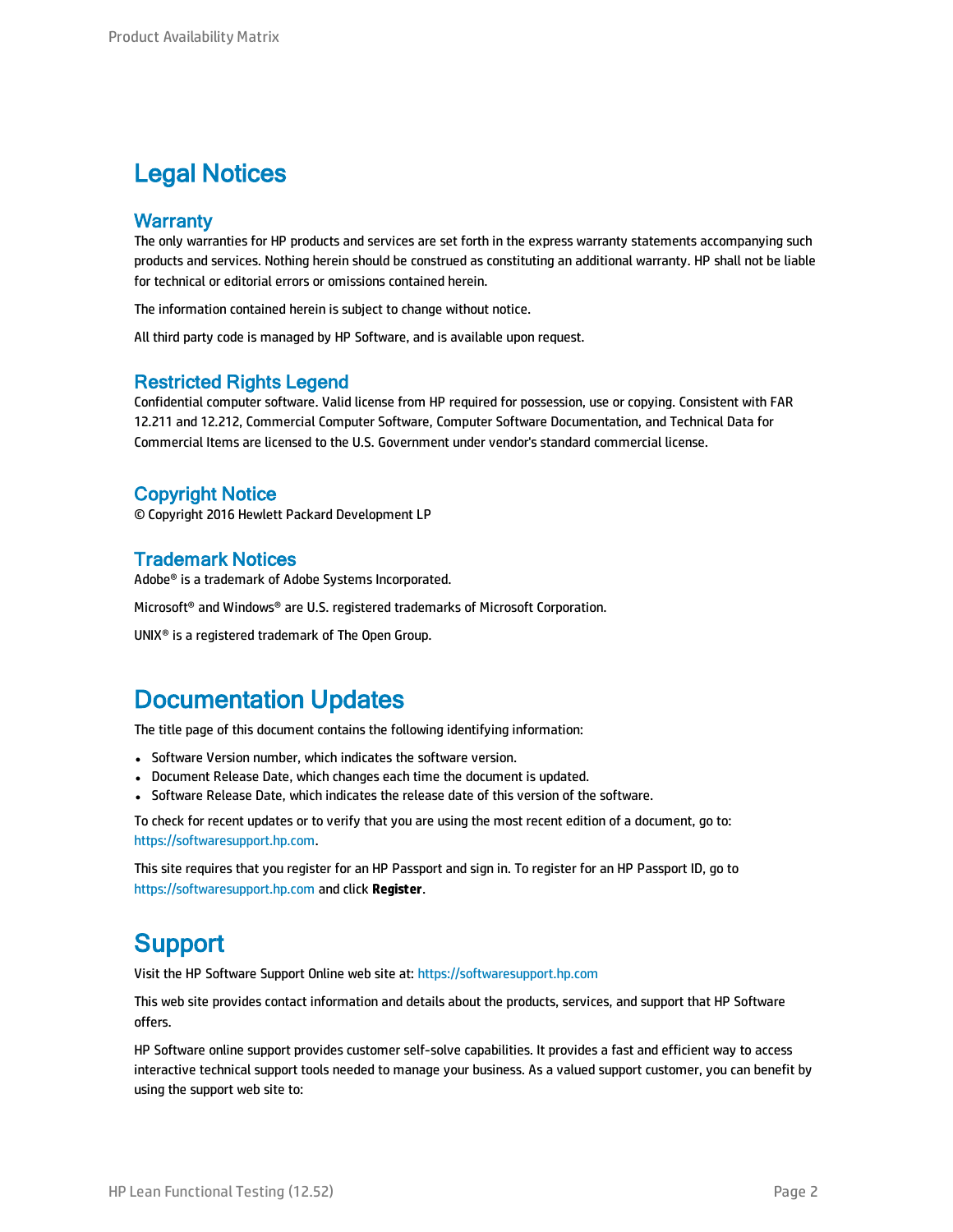# Legal Notices

## Warranty

The only warranties for HP products and services are set forth in the express warranty statements accompanying such products and services. Nothing herein should be construed as constituting an additional warranty. HP shall not be liable for technical or editorial errors or omissions contained herein.

The information contained herein is subject to change without notice.

All third party code is managed by HP Software, and is available upon request.

## Restricted Rights Legend

Confidential computer software. Valid license from HP required for possession, use or copying. Consistent with FAR 12.211 and 12.212, Commercial Computer Software, Computer Software Documentation, and Technical Data for Commercial Items are licensed to the U.S. Government under vendor's standard commercial license.

## Copyright Notice

© Copyright 2016 Hewlett Packard Development LP

## Trademark Notices

Adobe® is a trademark of Adobe Systems Incorporated.

Microsoft® and Windows® are U.S. registered trademarks of Microsoft Corporation.

UNIX® is a registered trademark of The Open Group.

# Documentation Updates

The title page of this document contains the following identifying information:

- Software Version number, which indicates the software version.
- Document Release Date, which changes each time the document is updated.
- Software Release Date, which indicates the release date of this version of the software.

To check for recent updates or to verify that you are using the most recent edition of a document, go to: https://softwaresupport.hp.com.

This site requires that you register for an HP Passport and sign in. To register for an HP Passport ID, go to https://softwaresupport.hp.com and click **Register**.

# Support

Visit the HP Software Support Online web site at: https://softwaresupport.hp.com

This web site provides contact information and details about the products, services, and support that HP Software offers.

HP Software online support provides customer self-solve capabilities. It provides a fast and efficient way to access interactive technical support tools needed to manage your business. As a valued support customer, you can benefit by using the support web site to: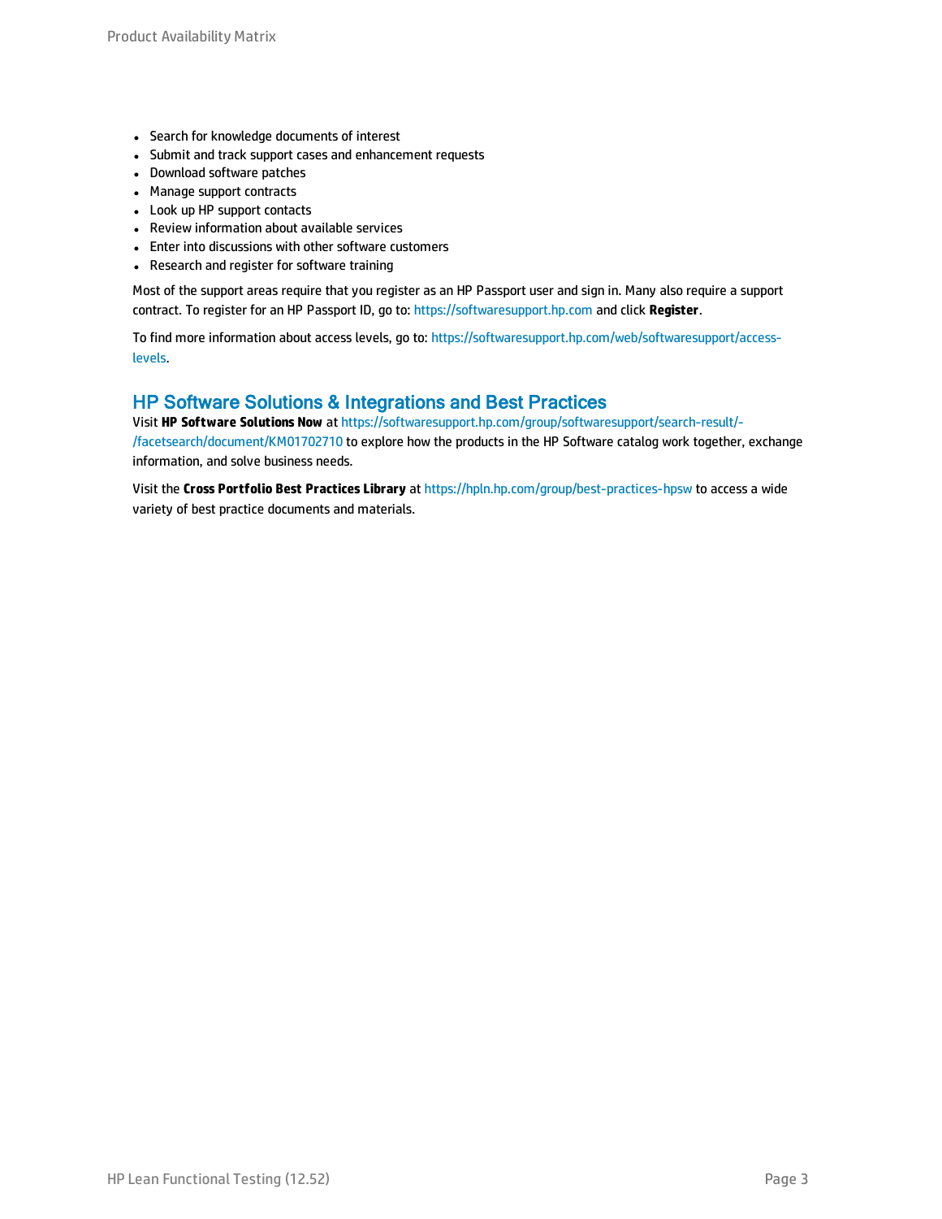- Search for knowledge documents of interest
- Submit and track support cases and enhancement requests
- Download software patches
- Manage support contracts
- Look up HP support contacts
- Review information about available services
- Enter into discussions with other software customers
- Research and register for software training

Most of the support areas require that you register as an HP Passport user and sign in. Many also require a support contract. To register for an HP Passport ID, go to: https://softwaresupport.hp.com and click **Register**.

To find more information about access levels, go to: https://softwaresupport.hp.com/web/softwaresupport/access-levels.

## HP Software Solutions & Integrations and Best Practices

Visit **HP Software Solutions Now** at https://softwaresupport.hp.com/group/softwaresupport/search-result/-/facetsearch/document/KM01702710 to explore how the products in the HP Software catalog work together, exchange information, and solve business needs.

Visit the **Cross Portfolio Best Practices Library** at https://hpln.hp.com/group/best-practices-hpsw to access a wide variety of best practice documents and materials.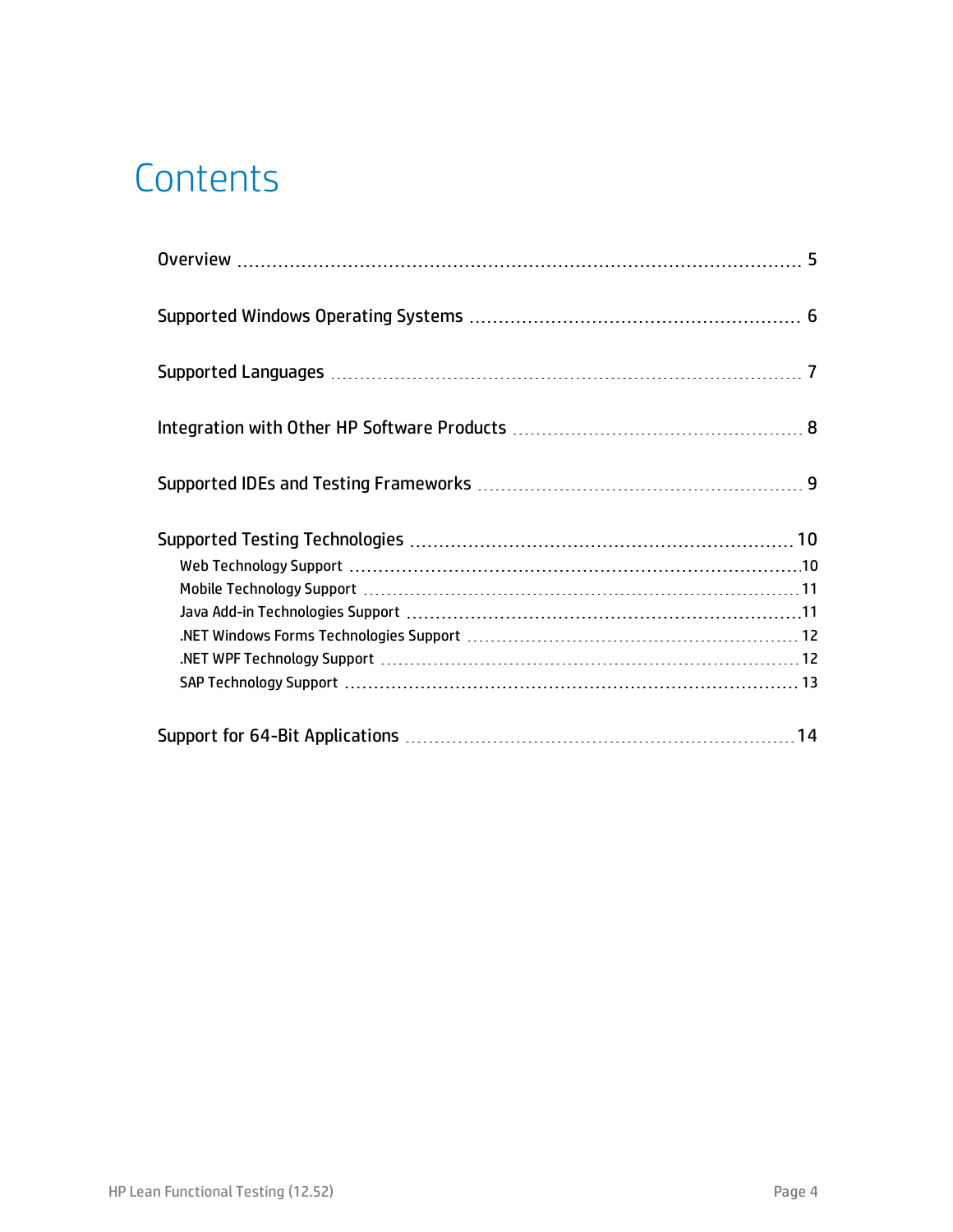# Contents

Overview ..... 5

Supported Windows Operating Systems ..... 6

Supported Languages ..... 7

Integration with Other HP Software Products ..... 8

Supported IDEs and Testing Frameworks ..... 9

Supported Testing Technologies ..... 10

- Web Technology Support ..... 10
- Mobile Technology Support ..... 11
- Java Add-in Technologies Support ..... 11
- .NET Windows Forms Technologies Support ..... 12
- .NET WPF Technology Support ..... 12
- SAP Technology Support ..... 13

Support for 64-Bit Applications ..... 14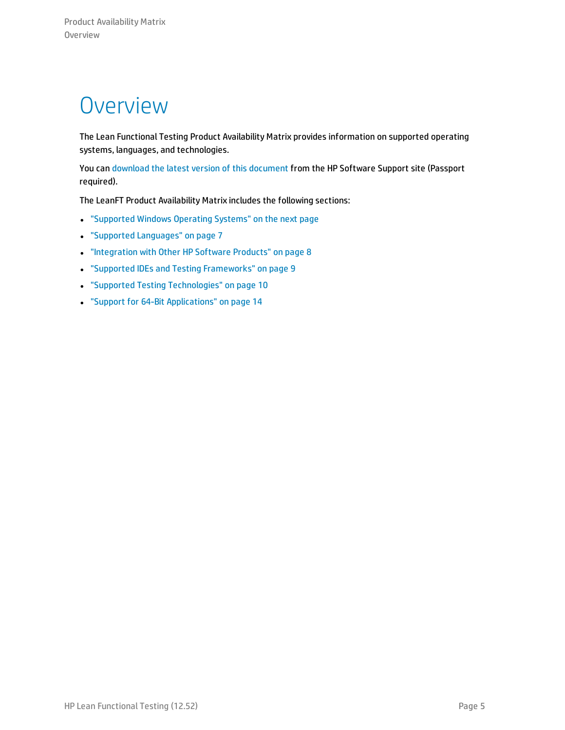# Overview

The Lean Functional Testing Product Availability Matrix provides information on supported operating systems, languages, and technologies.

You can download the latest version of this document from the HP Software Support site (Passport required).

The LeanFT Product Availability Matrix includes the following sections:

- "Supported Windows Operating Systems" on the next page
- "Supported Languages" on page 7
- "Integration with Other HP Software Products" on page 8
- "Supported IDEs and Testing Frameworks" on page 9
- "Supported Testing Technologies" on page 10
- "Support for 64-Bit Applications" on page 14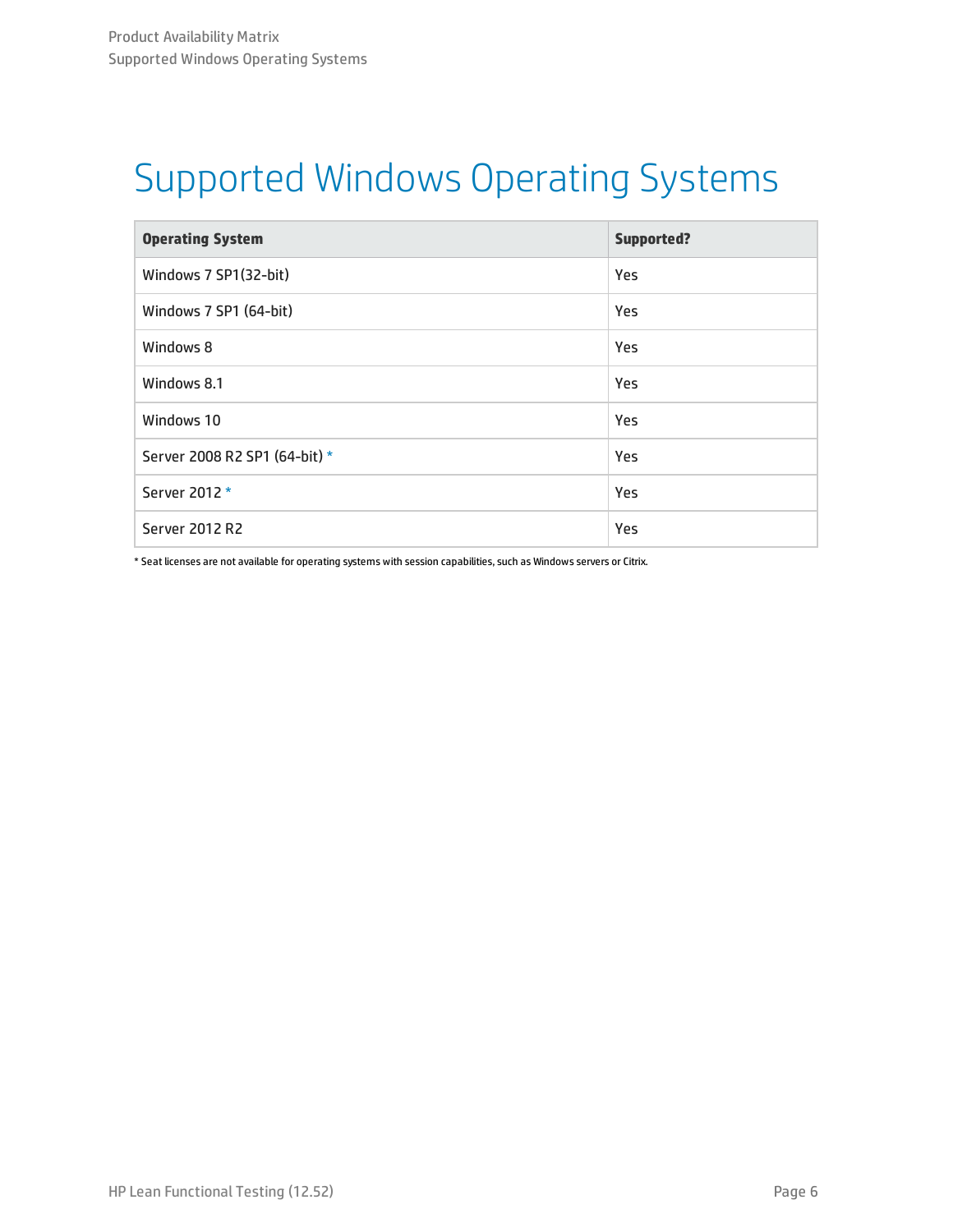# Supported Windows Operating Systems

| Operating System | Supported? |
|---|---|
| Windows 7 SP1(32-bit) | Yes |
| Windows 7 SP1 (64-bit) | Yes |
| Windows 8 | Yes |
| Windows 8.1 | Yes |
| Windows 10 | Yes |
| Server 2008 R2 SP1 (64-bit) * | Yes |
| Server 2012 * | Yes |
| Server 2012 R2 | Yes |

* Seat licenses are not available for operating systems with session capabilities, such as Windows servers or Citrix.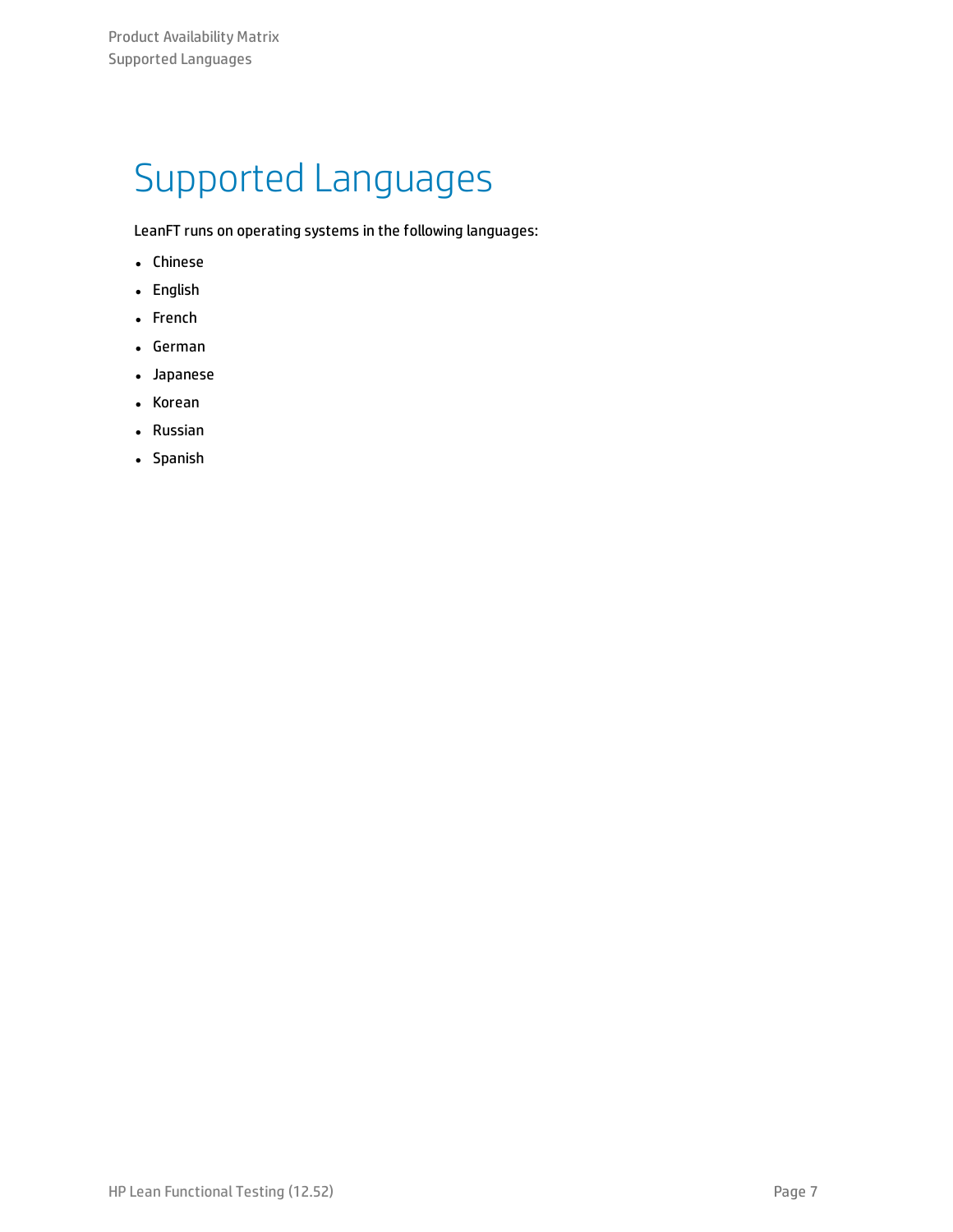# Supported Languages

LeanFT runs on operating systems in the following languages:

- Chinese
- English
- French
- German
- Japanese
- Korean
- Russian
- Spanish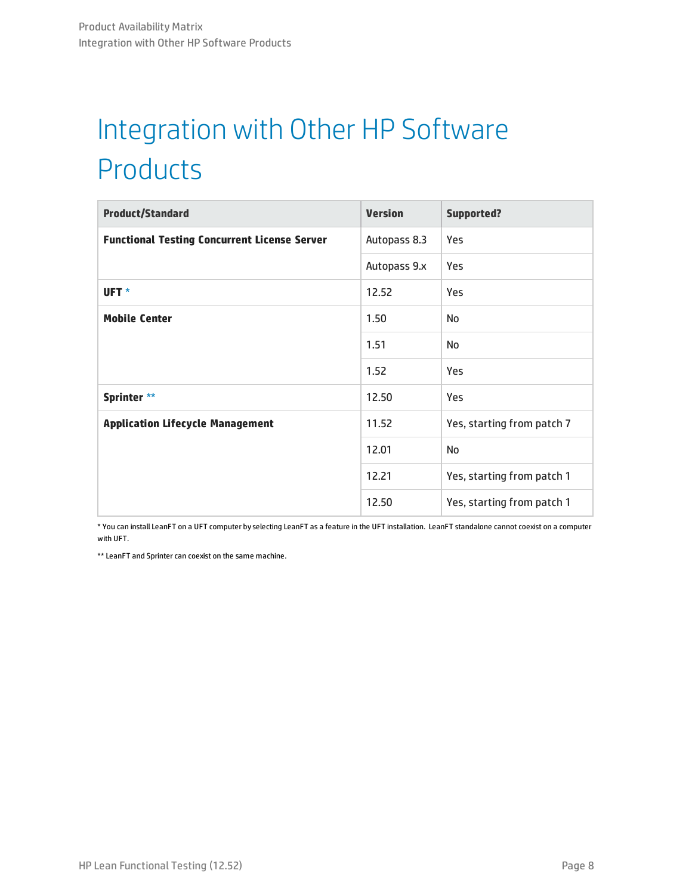# Integration with Other HP Software Products

| Product/Standard | Version | Supported? |
|---|---|---|
| **Functional Testing Concurrent License Server** | Autopass 8.3 | Yes |
| | Autopass 9.x | Yes |
| **UFT** * | 12.52 | Yes |
| **Mobile Center** | 1.50 | No |
| | 1.51 | No |
| | 1.52 | Yes |
| **Sprinter** ** | 12.50 | Yes |
| **Application Lifecycle Management** | 11.52 | Yes, starting from patch 7 |
| | 12.01 | No |
| | 12.21 | Yes, starting from patch 1 |
| | 12.50 | Yes, starting from patch 1 |

* You can install LeanFT on a UFT computer by selecting LeanFT as a feature in the UFT installation. LeanFT standalone cannot coexist on a computer with UFT.

** LeanFT and Sprinter can coexist on the same machine.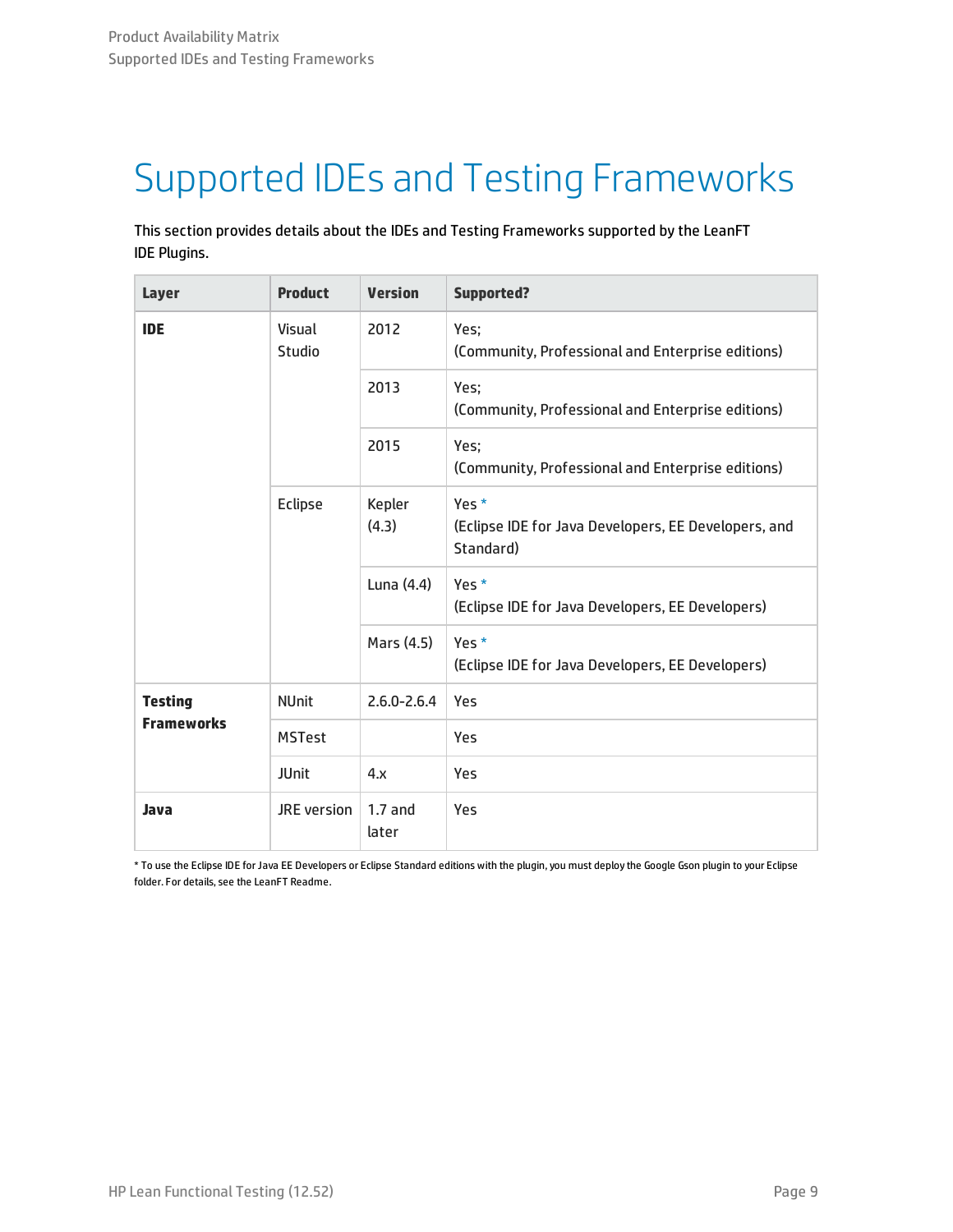# Supported IDEs and Testing Frameworks

This section provides details about the IDEs and Testing Frameworks supported by the LeanFT IDE Plugins.

| Layer | Product | Version | Supported? |
| --- | --- | --- | --- |
| **IDE** | Visual Studio | 2012 | Yes; (Community, Professional and Enterprise editions) |
| | | 2013 | Yes; (Community, Professional and Enterprise editions) |
| | | 2015 | Yes; (Community, Professional and Enterprise editions) |
| | Eclipse | Kepler (4.3) | Yes * (Eclipse IDE for Java Developers, EE Developers, and Standard) |
| | | Luna (4.4) | Yes * (Eclipse IDE for Java Developers, EE Developers) |
| | | Mars (4.5) | Yes * (Eclipse IDE for Java Developers, EE Developers) |
| **Testing Frameworks** | NUnit | 2.6.0-2.6.4 | Yes |
| | MSTest | | Yes |
| | JUnit | 4.x | Yes |
| **Java** | JRE version | 1.7 and later | Yes |

* To use the Eclipse IDE for Java EE Developers or Eclipse Standard editions with the plugin, you must deploy the Google Gson plugin to your Eclipse folder. For details, see the LeanFT Readme.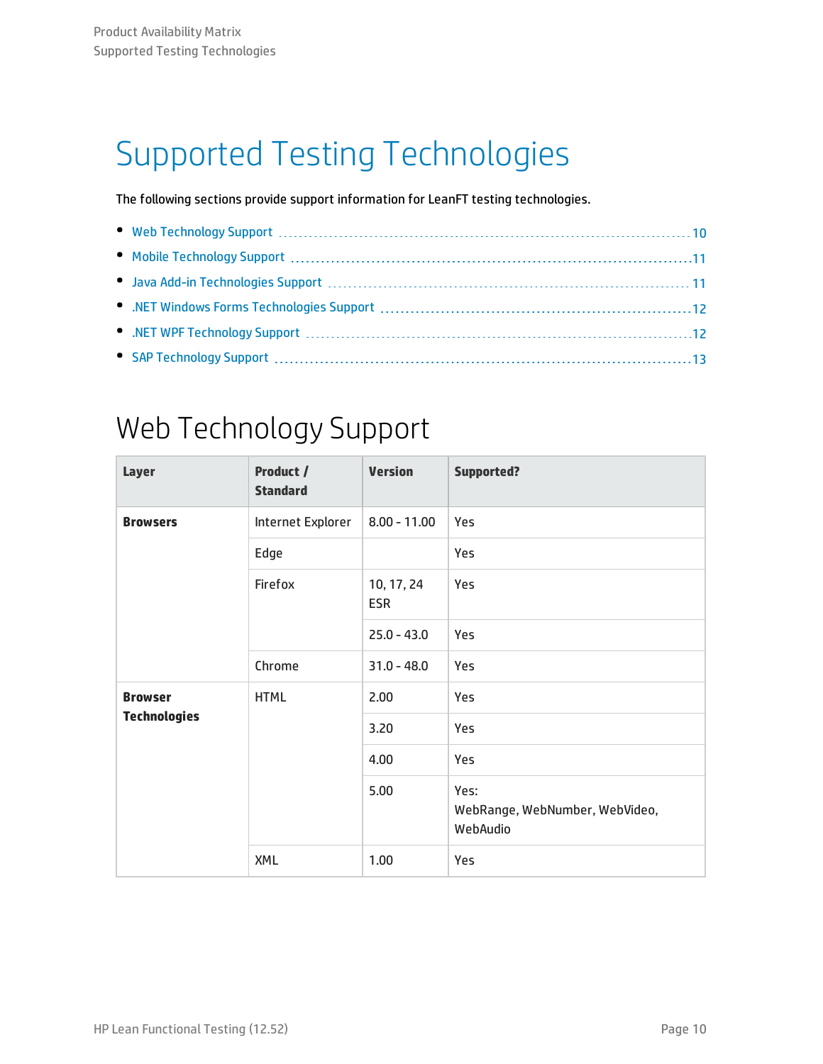# Supported Testing Technologies

The following sections provide support information for LeanFT testing technologies.

- Web Technology Support ........ 10
- Mobile Technology Support ........ 11
- Java Add-in Technologies Support ........ 11
- .NET Windows Forms Technologies Support ........ 12
- .NET WPF Technology Support ........ 12
- SAP Technology Support ........ 13

## Web Technology Support

| Layer | Product / Standard | Version | Supported? |
|---|---|---|---|
| **Browsers** | Internet Explorer | 8.00 - 11.00 | Yes |
| | Edge | | Yes |
| | Firefox | 10, 17, 24 ESR | Yes |
| | | 25.0 - 43.0 | Yes |
| | Chrome | 31.0 - 48.0 | Yes |
| **Browser Technologies** | HTML | 2.00 | Yes |
| | | 3.20 | Yes |
| | | 4.00 | Yes |
| | | 5.00 | Yes: WebRange, WebNumber, WebVideo, WebAudio |
| | XML | 1.00 | Yes |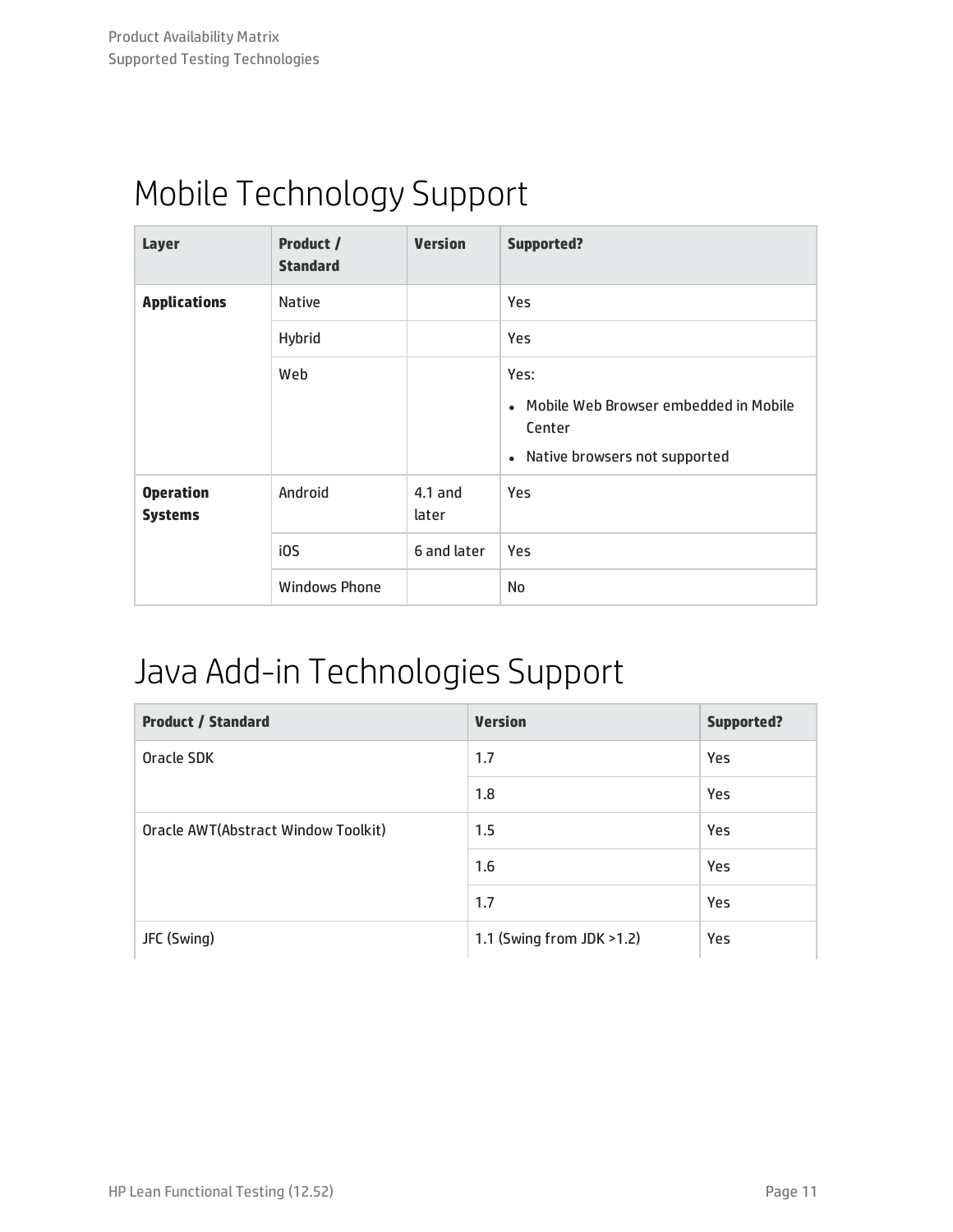# Mobile Technology Support

| Layer | Product / Standard | Version | Supported? |
|---|---|---|---|
| **Applications** | Native | | Yes |
| | Hybrid | | Yes |
| | Web | | Yes:<br>• Mobile Web Browser embedded in Mobile Center<br>• Native browsers not supported |
| **Operation Systems** | Android | 4.1 and later | Yes |
| | iOS | 6 and later | Yes |
| | Windows Phone | | No |

# Java Add-in Technologies Support

| Product / Standard | Version | Supported? |
|---|---|---|
| Oracle SDK | 1.7 | Yes |
| | 1.8 | Yes |
| Oracle AWT(Abstract Window Toolkit) | 1.5 | Yes |
| | 1.6 | Yes |
| | 1.7 | Yes |
| JFC (Swing) | 1.1 (Swing from JDK >1.2) | Yes |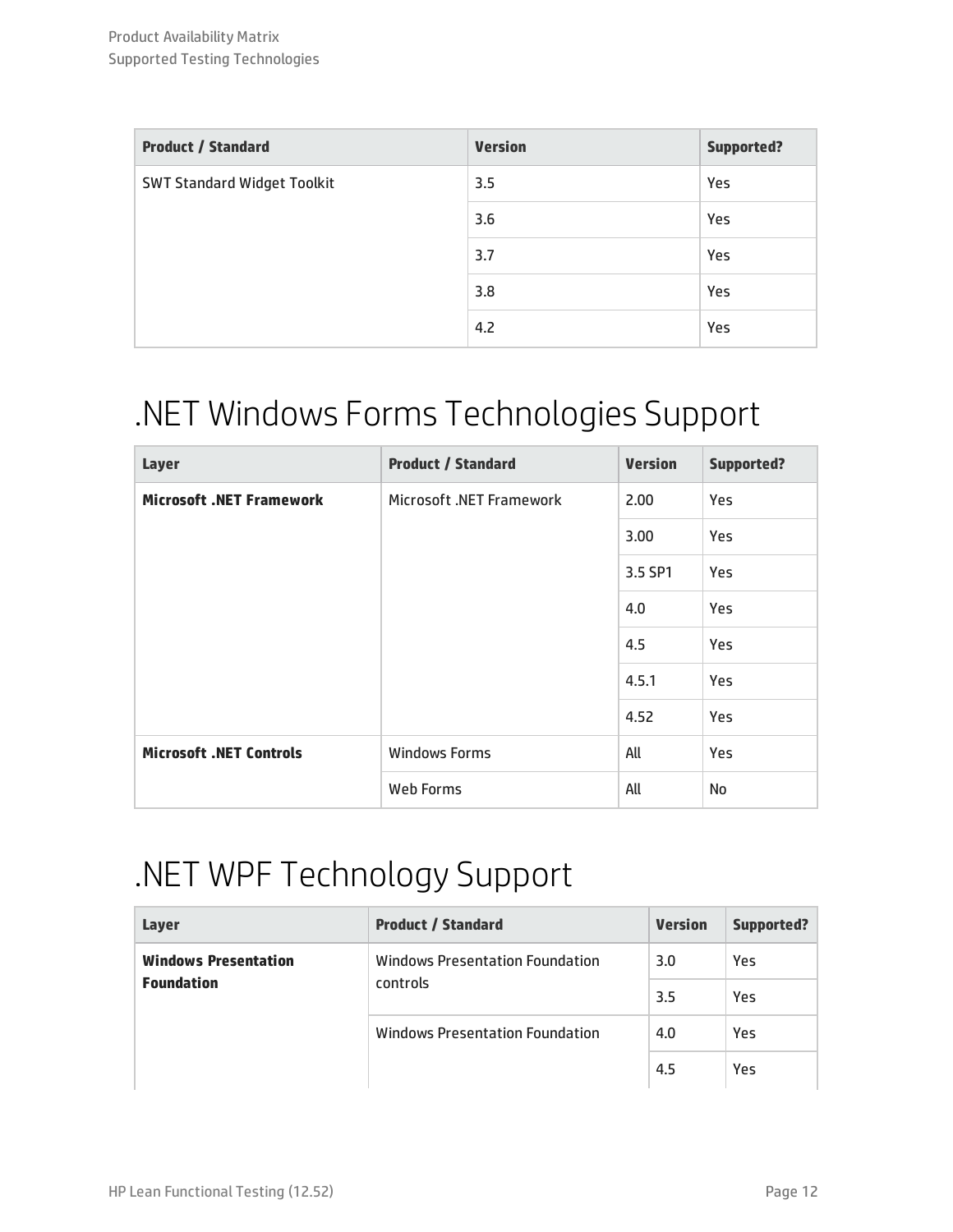| Product / Standard | Version | Supported? |
| --- | --- | --- |
| SWT Standard Widget Toolkit | 3.5 | Yes |
| | 3.6 | Yes |
| | 3.7 | Yes |
| | 3.8 | Yes |
| | 4.2 | Yes |

# .NET Windows Forms Technologies Support

| Layer | Product / Standard | Version | Supported? |
| --- | --- | --- | --- |
| **Microsoft .NET Framework** | Microsoft .NET Framework | 2.00 | Yes |
| | | 3.00 | Yes |
| | | 3.5 SP1 | Yes |
| | | 4.0 | Yes |
| | | 4.5 | Yes |
| | | 4.5.1 | Yes |
| | | 4.52 | Yes |
| **Microsoft .NET Controls** | Windows Forms | All | Yes |
| | Web Forms | All | No |

# .NET WPF Technology Support

| Layer | Product / Standard | Version | Supported? |
| --- | --- | --- | --- |
| **Windows Presentation Foundation** | Windows Presentation Foundation controls | 3.0 | Yes |
| | | 3.5 | Yes |
| | Windows Presentation Foundation | 4.0 | Yes |
| | | 4.5 | Yes |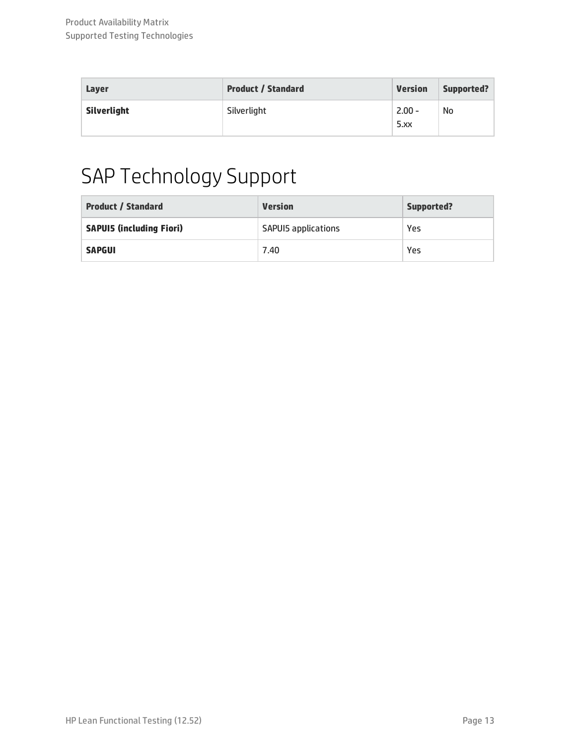| Layer | Product / Standard | Version | Supported? |
| --- | --- | --- | --- |
| **Silverlight** | Silverlight | 2.00 - 5.xx | No |

# SAP Technology Support

| Product / Standard | Version | Supported? |
| --- | --- | --- |
| **SAPUI5 (including Fiori)** | SAPUI5 applications | Yes |
| **SAPGUI** | 7.40 | Yes |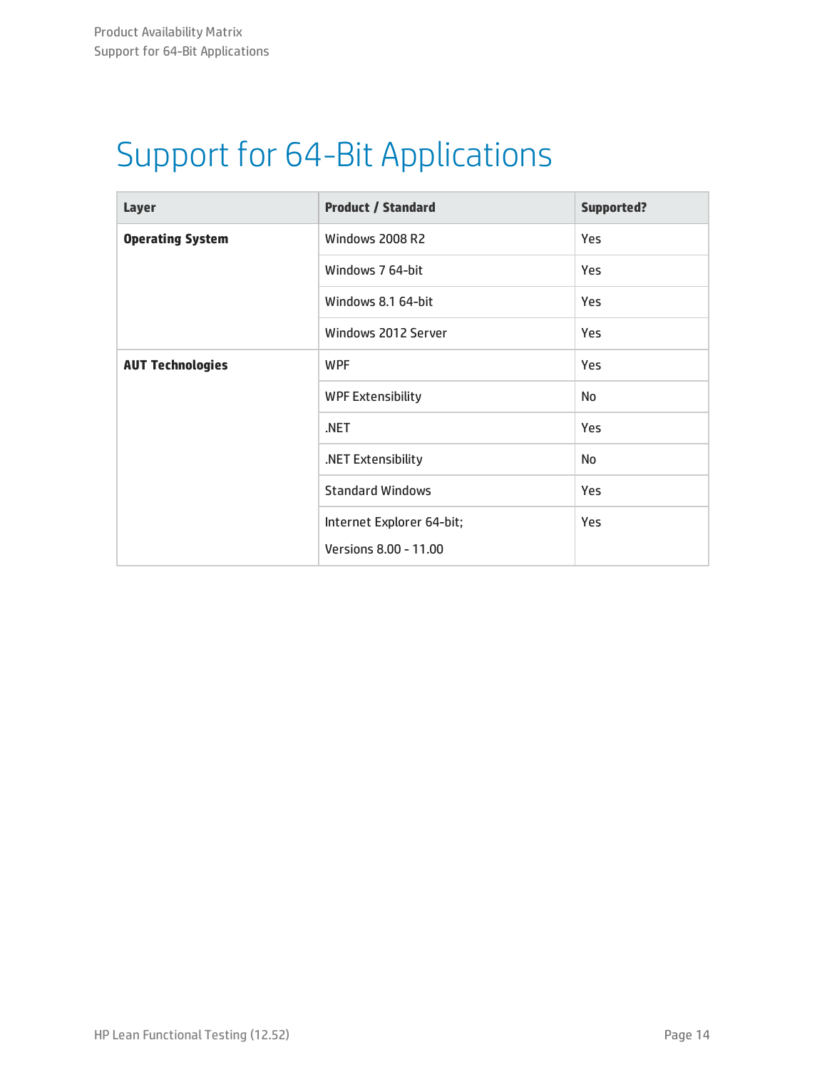# Support for 64-Bit Applications

| Layer | Product / Standard | Supported? |
|---|---|---|
| **Operating System** | Windows 2008 R2 | Yes |
| | Windows 7 64-bit | Yes |
| | Windows 8.1 64-bit | Yes |
| | Windows 2012 Server | Yes |
| **AUT Technologies** | WPF | Yes |
| | WPF Extensibility | No |
| | .NET | Yes |
| | .NET Extensibility | No |
| | Standard Windows | Yes |
| | Internet Explorer 64-bit; Versions 8.00 - 11.00 | Yes |